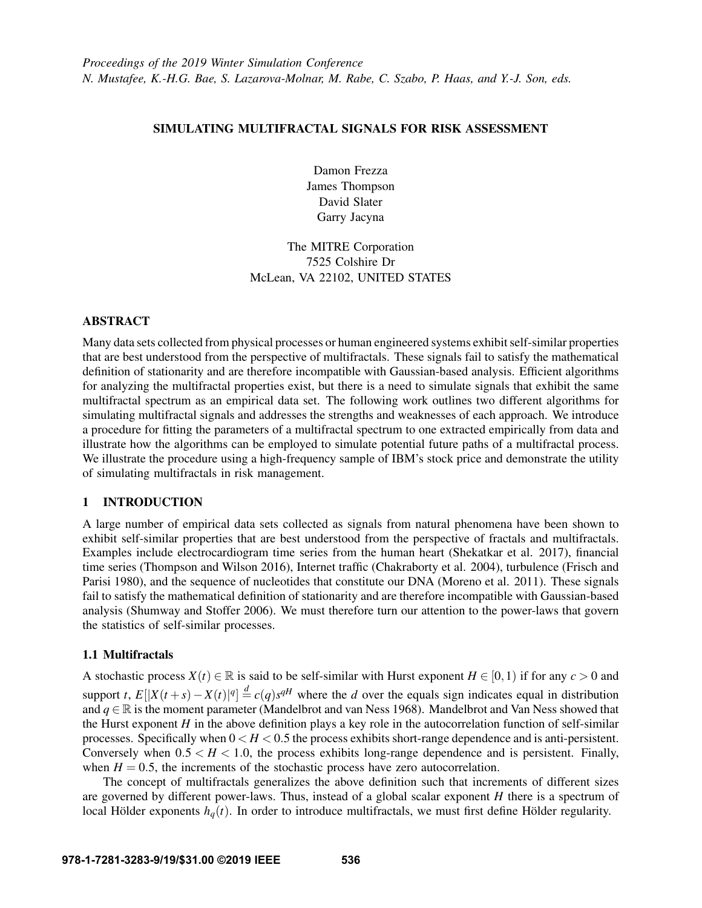*Proceedings of the 2019 Winter Simulation Conference*
*N. Mustafee, K.-H.G. Bae, S. Lazarova-Molnar, M. Rabe, C. Szabo, P. Haas, and Y.-J. Son, eds.*

# SIMULATING MULTIFRACTAL SIGNALS FOR RISK ASSESSMENT

Damon Frezza
James Thompson
David Slater
Garry Jacyna

The MITRE Corporation
7525 Colshire Dr
McLean, VA 22102, UNITED STATES

## ABSTRACT

Many data sets collected from physical processes or human engineered systems exhibit self-similar properties that are best understood from the perspective of multifractals. These signals fail to satisfy the mathematical definition of stationarity and are therefore incompatible with Gaussian-based analysis. Efficient algorithms for analyzing the multifractal properties exist, but there is a need to simulate signals that exhibit the same multifractal spectrum as an empirical data set. The following work outlines two different algorithms for simulating multifractal signals and addresses the strengths and weaknesses of each approach. We introduce a procedure for fitting the parameters of a multifractal spectrum to one extracted empirically from data and illustrate how the algorithms can be employed to simulate potential future paths of a multifractal process. We illustrate the procedure using a high-frequency sample of IBM's stock price and demonstrate the utility of simulating multifractals in risk management.

## 1 INTRODUCTION

A large number of empirical data sets collected as signals from natural phenomena have been shown to exhibit self-similar properties that are best understood from the perspective of fractals and multifractals. Examples include electrocardiogram time series from the human heart (Shekatkar et al. 2017), financial time series (Thompson and Wilson 2016), Internet traffic (Chakraborty et al. 2004), turbulence (Frisch and Parisi 1980), and the sequence of nucleotides that constitute our DNA (Moreno et al. 2011). These signals fail to satisfy the mathematical definition of stationarity and are therefore incompatible with Gaussian-based analysis (Shumway and Stoffer 2006). We must therefore turn our attention to the power-laws that govern the statistics of self-similar processes.

### 1.1 Multifractals

A stochastic process $X(t) \in \mathbb{R}$ is said to be self-similar with Hurst exponent $H \in [0,1)$ if for any $c > 0$ and support $t$, $E[|X(t+s) - X(t)|^q] \stackrel{d}{=} c(q)s^{qH}$ where the $d$ over the equals sign indicates equal in distribution and $q \in \mathbb{R}$ is the moment parameter (Mandelbrot and van Ness 1968). Mandelbrot and Van Ness showed that the Hurst exponent $H$ in the above definition plays a key role in the autocorrelation function of self-similar processes. Specifically when $0 < H < 0.5$ the process exhibits short-range dependence and is anti-persistent. Conversely when $0.5 < H < 1.0$, the process exhibits long-range dependence and is persistent. Finally, when $H = 0.5$, the increments of the stochastic process have zero autocorrelation.

The concept of multifractals generalizes the above definition such that increments of different sizes are governed by different power-laws. Thus, instead of a global scalar exponent $H$ there is a spectrum of local Hölder exponents $h_q(t)$. In order to introduce multifractals, we must first define Hölder regularity.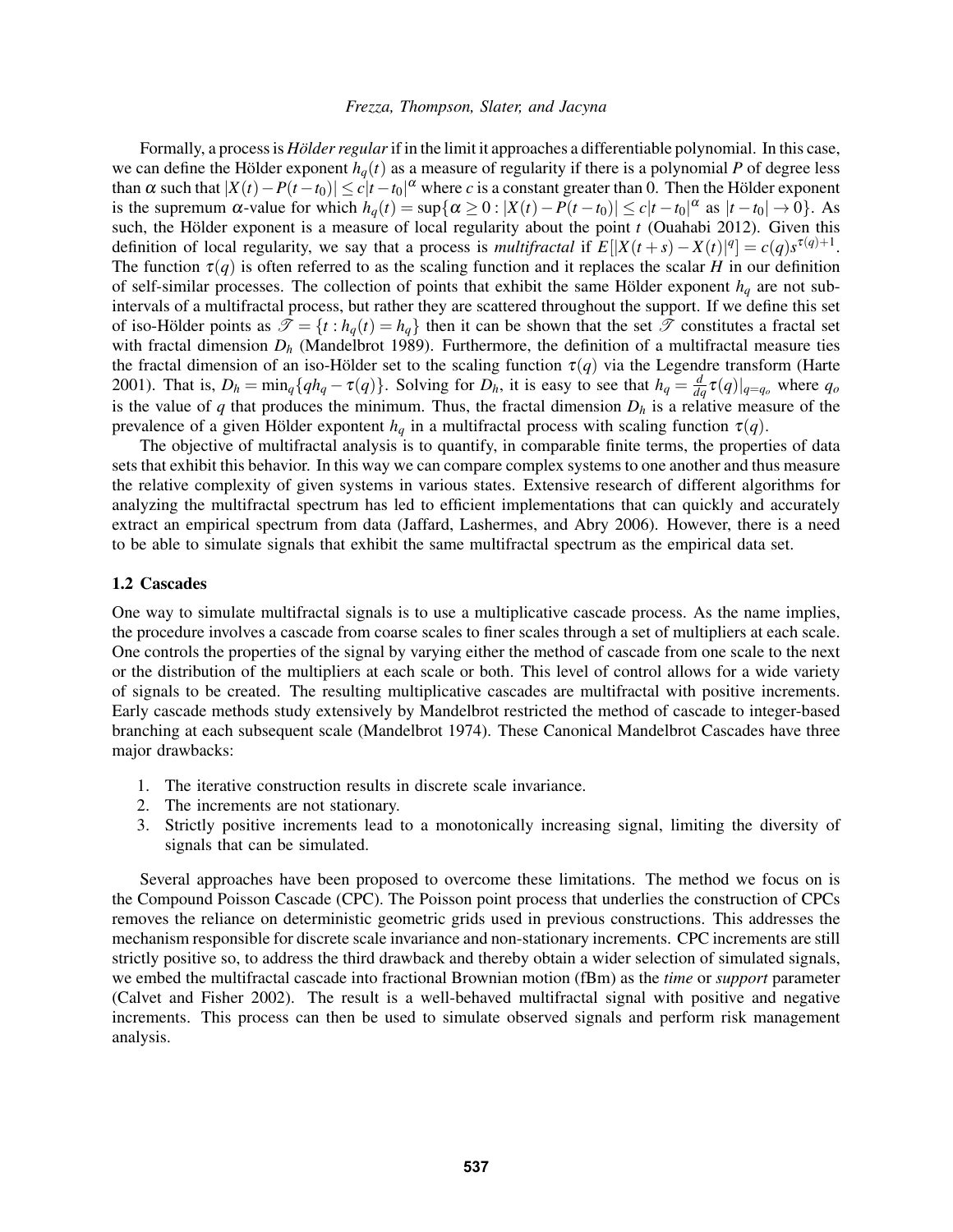Formally, a process is *Hölder regular* if in the limit it approaches a differentiable polynomial. In this case, we can define the Hölder exponent $h_q(t)$ as a measure of regularity if there is a polynomial $P$ of degree less than $\alpha$ such that $|X(t) - P(t-t_0)| \leq c|t-t_0|^{\alpha}$ where $c$ is a constant greater than 0. Then the Hölder exponent is the supremum $\alpha$-value for which $h_q(t) = \sup\{\alpha \geq 0 : |X(t) - P(t-t_0)| \leq c|t-t_0|^{\alpha} \text{ as } |t-t_0| \to 0\}$. As such, the Hölder exponent is a measure of local regularity about the point $t$ (Ouahabi 2012). Given this definition of local regularity, we say that a process is *multifractal* if $E[|X(t+s) - X(t)|^q] = c(q)s^{\tau(q)+1}$. The function $\tau(q)$ is often referred to as the scaling function and it replaces the scalar $H$ in our definition of self-similar processes. The collection of points that exhibit the same Hölder exponent $h_q$ are not sub-intervals of a multifractal process, but rather they are scattered throughout the support. If we define this set of iso-Hölder points as $\mathscr{T} = \{t : h_q(t) = h_q\}$ then it can be shown that the set $\mathscr{T}$ constitutes a fractal set with fractal dimension $D_h$ (Mandelbrot 1989). Furthermore, the definition of a multifractal measure ties the fractal dimension of an iso-Hölder set to the scaling function $\tau(q)$ via the Legendre transform (Harte 2001). That is, $D_h = \min_q\{qh_q - \tau(q)\}$. Solving for $D_h$, it is easy to see that $h_q = \frac{d}{dq}\tau(q)|_{q=q_o}$ where $q_o$ is the value of $q$ that produces the minimum. Thus, the fractal dimension $D_h$ is a relative measure of the prevalence of a given Hölder expontent $h_q$ in a multifractal process with scaling function $\tau(q)$.

The objective of multifractal analysis is to quantify, in comparable finite terms, the properties of data sets that exhibit this behavior. In this way we can compare complex systems to one another and thus measure the relative complexity of given systems in various states. Extensive research of different algorithms for analyzing the multifractal spectrum has led to efficient implementations that can quickly and accurately extract an empirical spectrum from data (Jaffard, Lashermes, and Abry 2006). However, there is a need to be able to simulate signals that exhibit the same multifractal spectrum as the empirical data set.

### 1.2 Cascades

One way to simulate multifractal signals is to use a multiplicative cascade process. As the name implies, the procedure involves a cascade from coarse scales to finer scales through a set of multipliers at each scale. One controls the properties of the signal by varying either the method of cascade from one scale to the next or the distribution of the multipliers at each scale or both. This level of control allows for a wide variety of signals to be created. The resulting multiplicative cascades are multifractal with positive increments. Early cascade methods study extensively by Mandelbrot restricted the method of cascade to integer-based branching at each subsequent scale (Mandelbrot 1974). These Canonical Mandelbrot Cascades have three major drawbacks:

1. The iterative construction results in discrete scale invariance.
2. The increments are not stationary.
3. Strictly positive increments lead to a monotonically increasing signal, limiting the diversity of signals that can be simulated.

Several approaches have been proposed to overcome these limitations. The method we focus on is the Compound Poisson Cascade (CPC). The Poisson point process that underlies the construction of CPCs removes the reliance on deterministic geometric grids used in previous constructions. This addresses the mechanism responsible for discrete scale invariance and non-stationary increments. CPC increments are still strictly positive so, to address the third drawback and thereby obtain a wider selection of simulated signals, we embed the multifractal cascade into fractional Brownian motion (fBm) as the *time* or *support* parameter (Calvet and Fisher 2002). The result is a well-behaved multifractal signal with positive and negative increments. This process can then be used to simulate observed signals and perform risk management analysis.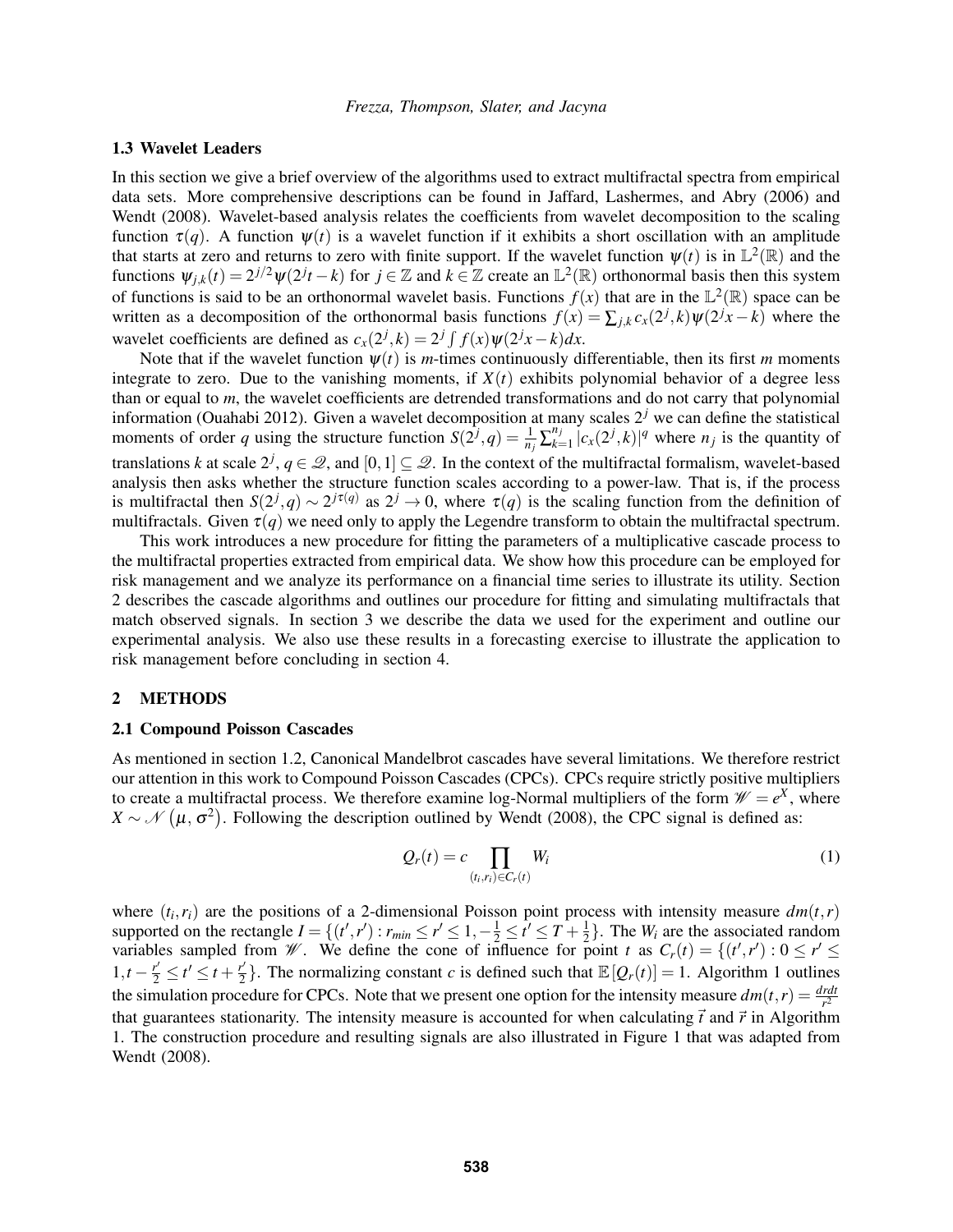### 1.3 Wavelet Leaders

In this section we give a brief overview of the algorithms used to extract multifractal spectra from empirical data sets. More comprehensive descriptions can be found in Jaffard, Lashermes, and Abry (2006) and Wendt (2008). Wavelet-based analysis relates the coefficients from wavelet decomposition to the scaling function $\tau(q)$. A function $\psi(t)$ is a wavelet function if it exhibits a short oscillation with an amplitude that starts at zero and returns to zero with finite support. If the wavelet function $\psi(t)$ is in $\mathbb{L}^2(\mathbb{R})$ and the functions $\psi_{j,k}(t) = 2^{j/2}\psi(2^j t - k)$ for $j \in \mathbb{Z}$ and $k \in \mathbb{Z}$ create an $\mathbb{L}^2(\mathbb{R})$ orthonormal basis then this system of functions is said to be an orthonormal wavelet basis. Functions $f(x)$ that are in the $\mathbb{L}^2(\mathbb{R})$ space can be written as a decomposition of the orthonormal basis functions $f(x) = \sum_{j,k} c_x(2^j,k)\psi(2^j x - k)$ where the wavelet coefficients are defined as $c_x(2^j,k) = 2^j \int f(x)\psi(2^j x - k)dx$.

Note that if the wavelet function $\psi(t)$ is $m$-times continuously differentiable, then its first $m$ moments integrate to zero. Due to the vanishing moments, if $X(t)$ exhibits polynomial behavior of a degree less than or equal to $m$, the wavelet coefficients are detrended transformations and do not carry that polynomial information (Ouahabi 2012). Given a wavelet decomposition at many scales $2^j$ we can define the statistical moments of order $q$ using the structure function $S(2^j,q) = \frac{1}{n_j}\sum_{k=1}^{n_j} |c_x(2^j,k)|^q$ where $n_j$ is the quantity of translations $k$ at scale $2^j$, $q \in \mathscr{Q}$, and $[0,1] \subseteq \mathscr{Q}$. In the context of the multifractal formalism, wavelet-based analysis then asks whether the structure function scales according to a power-law. That is, if the process is multifractal then $S(2^j,q) \sim 2^{j\tau(q)}$ as $2^j \to 0$, where $\tau(q)$ is the scaling function from the definition of multifractals. Given $\tau(q)$ we need only to apply the Legendre transform to obtain the multifractal spectrum.

This work introduces a new procedure for fitting the parameters of a multiplicative cascade process to the multifractal properties extracted from empirical data. We show how this procedure can be employed for risk management and we analyze its performance on a financial time series to illustrate its utility. Section 2 describes the cascade algorithms and outlines our procedure for fitting and simulating multifractals that match observed signals. In section 3 we describe the data we used for the experiment and outline our experimental analysis. We also use these results in a forecasting exercise to illustrate the application to risk management before concluding in section 4.

## 2 METHODS

### 2.1 Compound Poisson Cascades

As mentioned in section 1.2, Canonical Mandelbrot cascades have several limitations. We therefore restrict our attention in this work to Compound Poisson Cascades (CPCs). CPCs require strictly positive multipliers to create a multifractal process. We therefore examine log-Normal multipliers of the form $\mathscr{W} = e^X$, where $X \sim \mathscr{N}(\mu, \sigma^2)$. Following the description outlined by Wendt (2008), the CPC signal is defined as:

$$Q_r(t) = c \prod_{(t_i,r_i)\in C_r(t)} W_i \tag{1}$$

where $(t_i, r_i)$ are the positions of a 2-dimensional Poisson point process with intensity measure $dm(t,r)$ supported on the rectangle $I = \{(t',r') : r_{min} \leq r' \leq 1, -\frac{1}{2} \leq t' \leq T + \frac{1}{2}\}$. The $W_i$ are the associated random variables sampled from $\mathscr{W}$. We define the cone of influence for point $t$ as $C_r(t) = \{(t',r') : 0 \leq r' \leq 1, t - \frac{r'}{2} \leq t' \leq t + \frac{r'}{2}\}$. The normalizing constant $c$ is defined such that $\mathbb{E}[Q_r(t)] = 1$. Algorithm 1 outlines the simulation procedure for CPCs. Note that we present one option for the intensity measure $dm(t,r) = \frac{drdt}{r^2}$ that guarantees stationarity. The intensity measure is accounted for when calculating $\vec{t}$ and $\vec{r}$ in Algorithm 1. The construction procedure and resulting signals are also illustrated in Figure 1 that was adapted from Wendt (2008).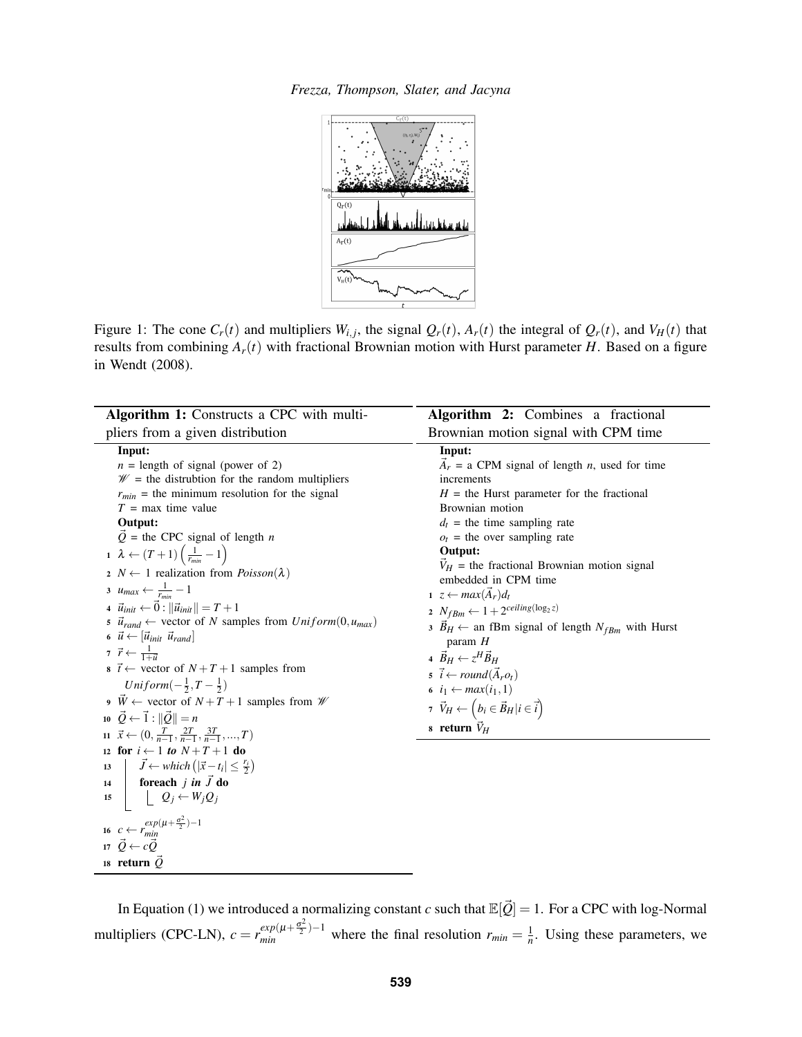Figure 1: The cone $C_r(t)$ and multipliers $W_{i,j}$, the signal $Q_r(t)$, $A_r(t)$ the integral of $Q_r(t)$, and $V_H(t)$ that results from combining $A_r(t)$ with fractional Brownian motion with Hurst parameter $H$. Based on a figure in Wendt (2008).

**Algorithm 1:** Constructs a CPC with multipliers from a given distribution

**Input:**
$n$ = length of signal (power of 2)
$\mathscr{W}$ = the distrubtion for the random multipliers
$r_{min}$ = the minimum resolution for the signal
$T$ = max time value
**Output:**
$\vec{Q}$ = the CPC signal of length $n$

1. $\lambda \leftarrow (T+1)\left(\frac{1}{r_{min}} - 1\right)$
2. $N \leftarrow 1$ realization from $Poisson(\lambda)$
3. $u_{max} \leftarrow \frac{1}{r_{min}} - 1$
4. $\vec{u}_{init} \leftarrow \vec{0} : \|\vec{u}_{init}\| = T+1$
5. $\vec{u}_{rand} \leftarrow$ vector of $N$ samples from $Uniform(0, u_{max})$
6. $\vec{u} \leftarrow [\vec{u}_{init}\ \vec{u}_{rand}]$
7. $\vec{r} \leftarrow \frac{1}{1+\vec{u}}$
8. $\vec{t} \leftarrow$ vector of $N+T+1$ samples from $Uniform(-\frac{1}{2}, T-\frac{1}{2})$
9. $\vec{W} \leftarrow$ vector of $N+T+1$ samples from $\mathscr{W}$
10. $\vec{Q} \leftarrow \vec{1} : \|\vec{Q}\| = n$
11. $\vec{x} \leftarrow (0, \frac{T}{n-1}, \frac{2T}{n-1}, \frac{3T}{n-1}, ..., T)$
12. **for** $i \leftarrow 1$ *to* $N+T+1$ **do**
13. $\quad \vec{J} \leftarrow which\left(|\vec{x} - t_i| \leq \frac{r_i}{2}\right)$
14. $\quad$ **foreach** $j$ *in* $\vec{J}$ **do**
15. $\quad\quad Q_j \leftarrow W_j Q_j$
16. $c \leftarrow r_{min}^{exp(\mu + \frac{\sigma^2}{2}) - 1}$
17. $\vec{Q} \leftarrow c\vec{Q}$
18. **return** $\vec{Q}$

**Algorithm 2:** Combines a fractional Brownian motion signal with CPM time

**Input:**
$\vec{A}_r$ = a CPM signal of length $n$, used for time increments
$H$ = the Hurst parameter for the fractional Brownian motion
$d_t$ = the time sampling rate
$o_t$ = the over sampling rate
**Output:**
$\vec{V}_H$ = the fractional Brownian motion signal embedded in CPM time

1. $z \leftarrow max(\vec{A}_r)d_t$
2. $N_{fBm} \leftarrow 1 + 2^{ceiling(\log_2 z)}$
3. $\vec{B}_H \leftarrow$ an fBm signal of length $N_{fBm}$ with Hurst param $H$
4. $\vec{B}_H \leftarrow z^H \vec{B}_H$
5. $\vec{i} \leftarrow round(\vec{A}_r o_t)$
6. $i_1 \leftarrow max(i_1, 1)$
7. $\vec{V}_H \leftarrow \left(b_i \in \vec{B}_H | i \in \vec{i}\right)$
8. **return** $\vec{V}_H$

In Equation (1) we introduced a normalizing constant $c$ such that $\mathbb{E}[\vec{Q}] = 1$. For a CPC with log-Normal multipliers (CPC-LN), $c = r_{min}^{exp(\mu+\frac{\sigma^2}{2})-1}$ where the final resolution $r_{min} = \frac{1}{n}$. Using these parameters, we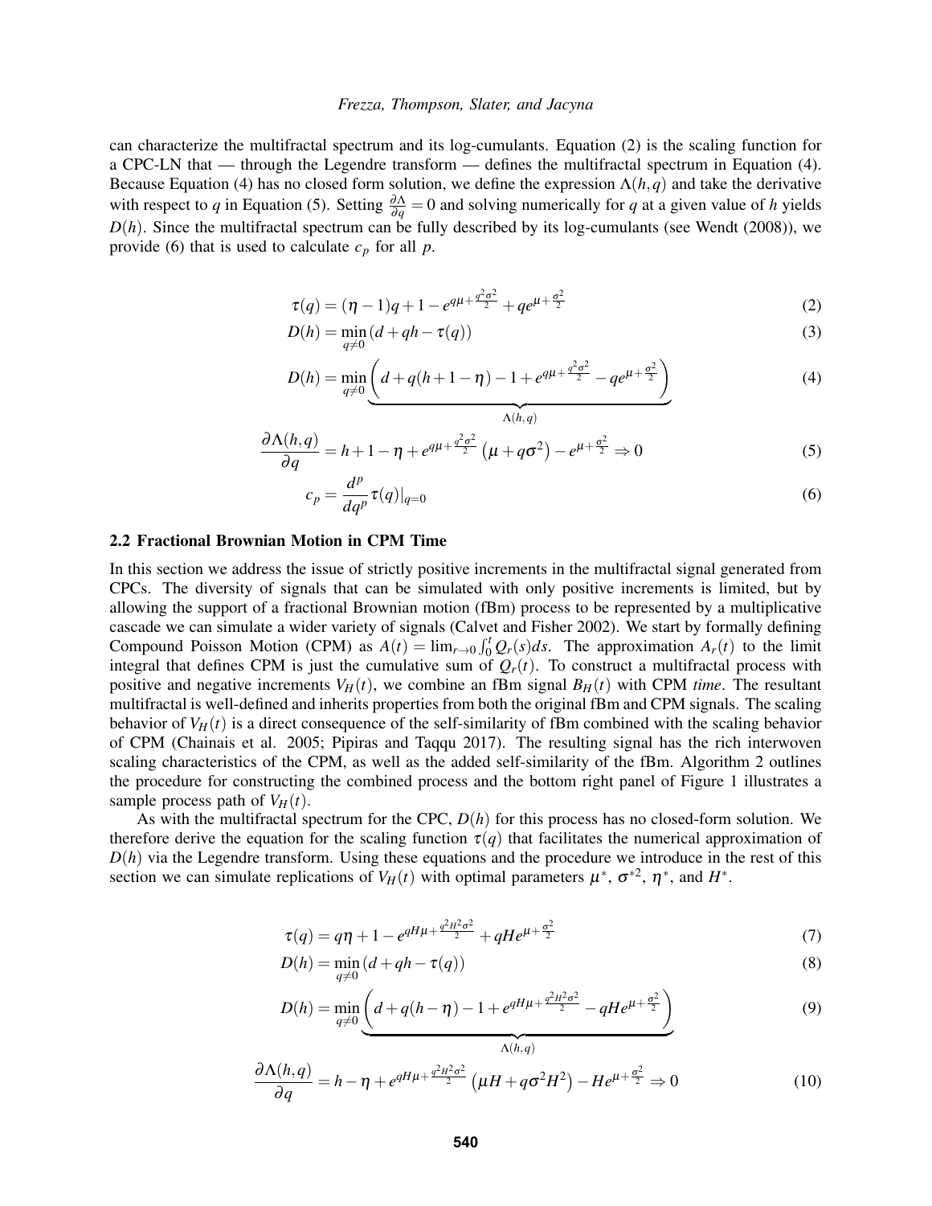can characterize the multifractal spectrum and its log-cumulants. Equation (2) is the scaling function for a CPC-LN that — through the Legendre transform — defines the multifractal spectrum in Equation (4). Because Equation (4) has no closed form solution, we define the expression $\Lambda(h,q)$ and take the derivative with respect to $q$ in Equation (5). Setting $\frac{\partial \Lambda}{\partial q} = 0$ and solving numerically for $q$ at a given value of $h$ yields $D(h)$. Since the multifractal spectrum can be fully described by its log-cumulants (see Wendt (2008)), we provide (6) that is used to calculate $c_p$ for all $p$.

$$\tau(q) = (\eta - 1)q + 1 - e^{q\mu + \frac{q^2\sigma^2}{2}} + qe^{\mu + \frac{\sigma^2}{2}} \tag{2}$$

$$D(h) = \min_{q \neq 0} (d + qh - \tau(q)) \tag{3}$$

$$D(h) = \min_{q \neq 0} \underbrace{\left( d + q(h + 1 - \eta) - 1 + e^{q\mu + \frac{q^2\sigma^2}{2}} - qe^{\mu + \frac{\sigma^2}{2}} \right)}_{\Lambda(h,q)} \tag{4}$$

$$\frac{\partial \Lambda(h,q)}{\partial q} = h + 1 - \eta + e^{q\mu + \frac{q^2\sigma^2}{2}} \left( \mu + q\sigma^2 \right) - e^{\mu + \frac{\sigma^2}{2}} \Rightarrow 0 \tag{5}$$

$$c_p = \frac{d^p}{dq^p} \tau(q)|_{q=0} \tag{6}$$

### 2.2 Fractional Brownian Motion in CPM Time

In this section we address the issue of strictly positive increments in the multifractal signal generated from CPCs. The diversity of signals that can be simulated with only positive increments is limited, but by allowing the support of a fractional Brownian motion (fBm) process to be represented by a multiplicative cascade we can simulate a wider variety of signals (Calvet and Fisher 2002). We start by formally defining Compound Poisson Motion (CPM) as $A(t) = \lim_{r \to 0} \int_0^t Q_r(s)ds$. The approximation $A_r(t)$ to the limit integral that defines CPM is just the cumulative sum of $Q_r(t)$. To construct a multifractal process with positive and negative increments $V_H(t)$, we combine an fBm signal $B_H(t)$ with CPM *time*. The resultant multifractal is well-defined and inherits properties from both the original fBm and CPM signals. The scaling behavior of $V_H(t)$ is a direct consequence of the self-similarity of fBm combined with the scaling behavior of CPM (Chainais et al. 2005; Pipiras and Taqqu 2017). The resulting signal has the rich interwoven scaling characteristics of the CPM, as well as the added self-similarity of the fBm. Algorithm 2 outlines the procedure for constructing the combined process and the bottom right panel of Figure 1 illustrates a sample process path of $V_H(t)$.

As with the multifractal spectrum for the CPC, $D(h)$ for this process has no closed-form solution. We therefore derive the equation for the scaling function $\tau(q)$ that facilitates the numerical approximation of $D(h)$ via the Legendre transform. Using these equations and the procedure we introduce in the rest of this section we can simulate replications of $V_H(t)$ with optimal parameters $\mu^*$, $\sigma^{*2}$, $\eta^*$, and $H^*$.

$$\tau(q) = q\eta + 1 - e^{qH\mu + \frac{q^2H^2\sigma^2}{2}} + qHe^{\mu + \frac{\sigma^2}{2}} \tag{7}$$

$$D(h) = \min_{q \neq 0} (d + qh - \tau(q)) \tag{8}$$

$$D(h) = \min_{q \neq 0} \underbrace{\left( d + q(h - \eta) - 1 + e^{qH\mu + \frac{q^2H^2\sigma^2}{2}} - qHe^{\mu + \frac{\sigma^2}{2}} \right)}_{\Lambda(h,q)} \tag{9}$$

$$\frac{\partial \Lambda(h,q)}{\partial q} = h - \eta + e^{qH\mu + \frac{q^2H^2\sigma^2}{2}} \left( \mu H + q\sigma^2 H^2 \right) - He^{\mu + \frac{\sigma^2}{2}} \Rightarrow 0 \tag{10}$$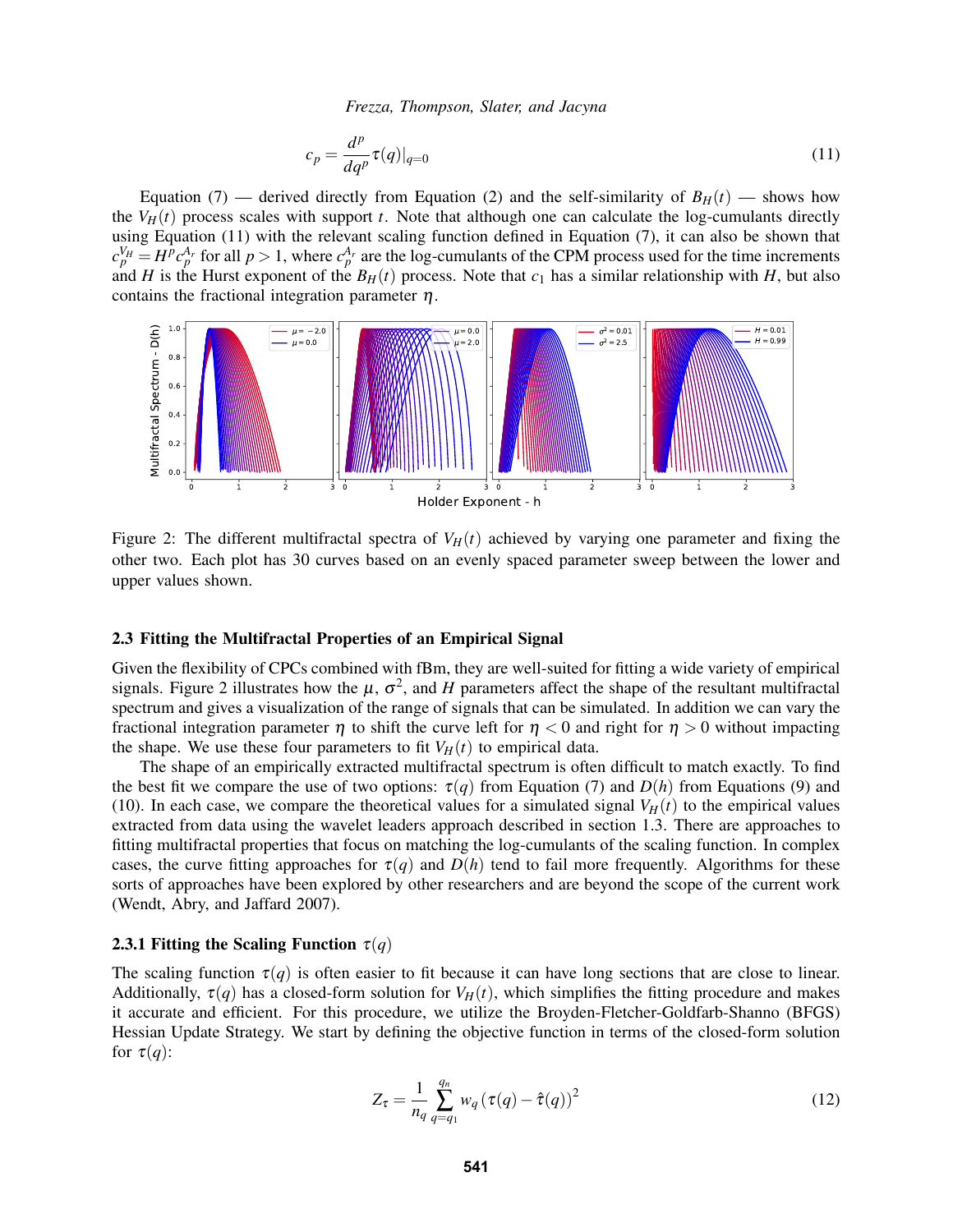$$c_p = \frac{d^p}{dq^p}\tau(q)|_{q=0} \tag{11}$$

Equation (7) — derived directly from Equation (2) and the self-similarity of $B_H(t)$ — shows how the $V_H(t)$ process scales with support $t$. Note that although one can calculate the log-cumulants directly using Equation (11) with the relevant scaling function defined in Equation (7), it can also be shown that $c_p^{V_H} = H^p c_p^{A_r}$ for all $p > 1$, where $c_p^{A_r}$ are the log-cumulants of the CPM process used for the time increments and $H$ is the Hurst exponent of the $B_H(t)$ process. Note that $c_1$ has a similar relationship with $H$, but also contains the fractional integration parameter $\eta$.

Figure 2: The different multifractal spectra of $V_H(t)$ achieved by varying one parameter and fixing the other two. Each plot has 30 curves based on an evenly spaced parameter sweep between the lower and upper values shown.

### 2.3 Fitting the Multifractal Properties of an Empirical Signal

Given the flexibility of CPCs combined with fBm, they are well-suited for fitting a wide variety of empirical signals. Figure 2 illustrates how the $\mu$, $\sigma^2$, and $H$ parameters affect the shape of the resultant multifractal spectrum and gives a visualization of the range of signals that can be simulated. In addition we can vary the fractional integration parameter $\eta$ to shift the curve left for $\eta < 0$ and right for $\eta > 0$ without impacting the shape. We use these four parameters to fit $V_H(t)$ to empirical data.

The shape of an empirically extracted multifractal spectrum is often difficult to match exactly. To find the best fit we compare the use of two options: $\tau(q)$ from Equation (7) and $D(h)$ from Equations (9) and (10). In each case, we compare the theoretical values for a simulated signal $V_H(t)$ to the empirical values extracted from data using the wavelet leaders approach described in section 1.3. There are approaches to fitting multifractal properties that focus on matching the log-cumulants of the scaling function. In complex cases, the curve fitting approaches for $\tau(q)$ and $D(h)$ tend to fail more frequently. Algorithms for these sorts of approaches have been explored by other researchers and are beyond the scope of the current work (Wendt, Abry, and Jaffard 2007).

#### 2.3.1 Fitting the Scaling Function $\tau(q)$

The scaling function $\tau(q)$ is often easier to fit because it can have long sections that are close to linear. Additionally, $\tau(q)$ has a closed-form solution for $V_H(t)$, which simplifies the fitting procedure and makes it accurate and efficient. For this procedure, we utilize the Broyden-Fletcher-Goldfarb-Shanno (BFGS) Hessian Update Strategy. We start by defining the objective function in terms of the closed-form solution for $\tau(q)$:

$$Z_\tau = \frac{1}{n_q}\sum_{q=q_1}^{q_n} w_q\left(\tau(q) - \hat{\tau}(q)\right)^2 \tag{12}$$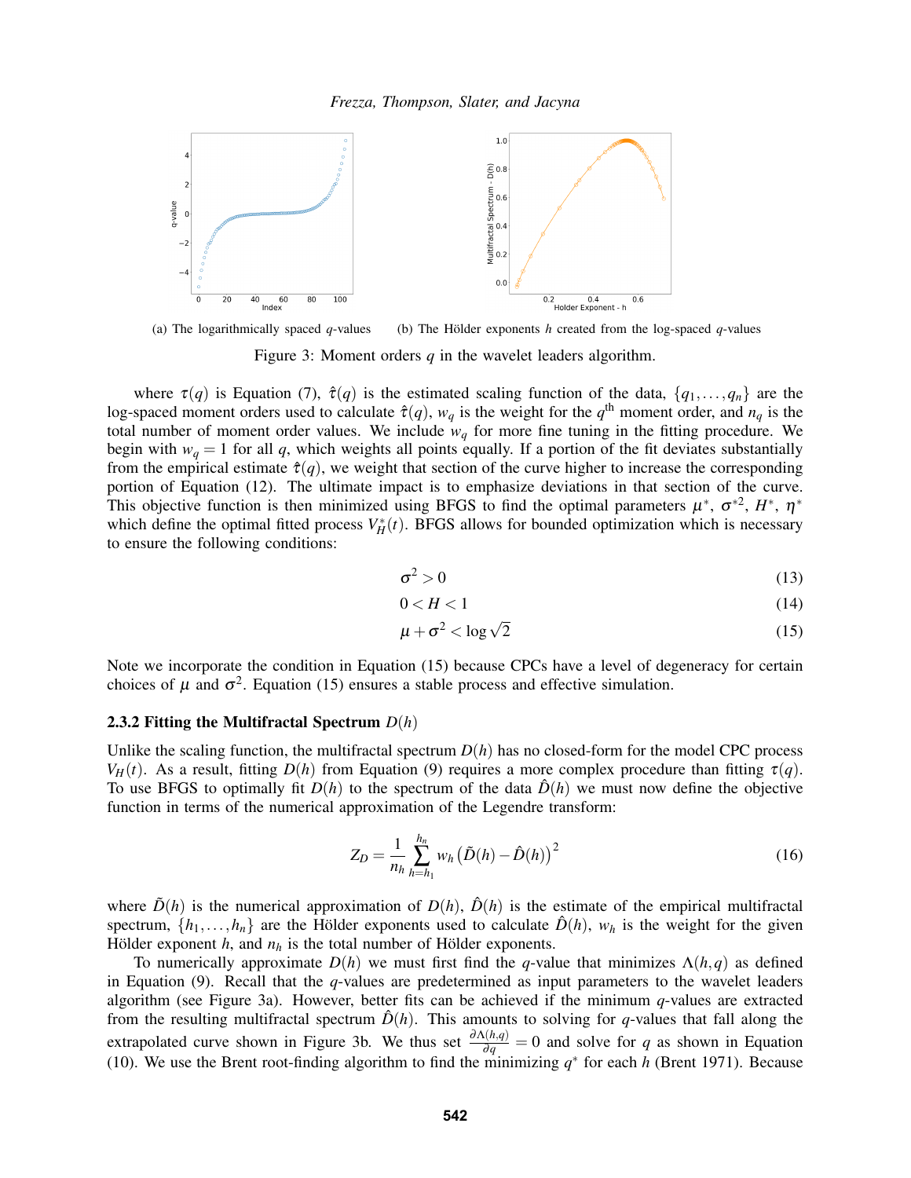(a) The logarithmically spaced $q$-values

(b) The Hölder exponents $h$ created from the log-spaced $q$-values

Figure 3: Moment orders $q$ in the wavelet leaders algorithm.

where $\tau(q)$ is Equation (7), $\hat{\tau}(q)$ is the estimated scaling function of the data, $\{q_1,\ldots,q_n\}$ are the log-spaced moment orders used to calculate $\hat{\tau}(q)$, $w_q$ is the weight for the $q^{\text{th}}$ moment order, and $n_q$ is the total number of moment order values. We include $w_q$ for more fine tuning in the fitting procedure. We begin with $w_q = 1$ for all $q$, which weights all points equally. If a portion of the fit deviates substantially from the empirical estimate $\hat{\tau}(q)$, we weight that section of the curve higher to increase the corresponding portion of Equation (12). The ultimate impact is to emphasize deviations in that section of the curve. This objective function is then minimized using BFGS to find the optimal parameters $\mu^*$, $\sigma^{*2}$, $H^*$, $\eta^*$ which define the optimal fitted process $V_H^*(t)$. BFGS allows for bounded optimization which is necessary to ensure the following conditions:

$$\sigma^2 > 0 \tag{13}$$

$$0 < H < 1 \tag{14}$$

$$\mu + \sigma^2 < \log\sqrt{2} \tag{15}$$

Note we incorporate the condition in Equation (15) because CPCs have a level of degeneracy for certain choices of $\mu$ and $\sigma^2$. Equation (15) ensures a stable process and effective simulation.

### 2.3.2 Fitting the Multifractal Spectrum $D(h)$

Unlike the scaling function, the multifractal spectrum $D(h)$ has no closed-form for the model CPC process $V_H(t)$. As a result, fitting $D(h)$ from Equation (9) requires a more complex procedure than fitting $\tau(q)$. To use BFGS to optimally fit $D(h)$ to the spectrum of the data $\hat{D}(h)$ we must now define the objective function in terms of the numerical approximation of the Legendre transform:

$$Z_D = \frac{1}{n_h} \sum_{h=h_1}^{h_n} w_h \left(\tilde{D}(h) - \hat{D}(h)\right)^2 \tag{16}$$

where $\tilde{D}(h)$ is the numerical approximation of $D(h)$, $\hat{D}(h)$ is the estimate of the empirical multifractal spectrum, $\{h_1,\ldots,h_n\}$ are the Hölder exponents used to calculate $\hat{D}(h)$, $w_h$ is the weight for the given Hölder exponent $h$, and $n_h$ is the total number of Hölder exponents.

To numerically approximate $D(h)$ we must first find the $q$-value that minimizes $\Lambda(h,q)$ as defined in Equation (9). Recall that the $q$-values are predetermined as input parameters to the wavelet leaders algorithm (see Figure 3a). However, better fits can be achieved if the minimum $q$-values are extracted from the resulting multifractal spectrum $\hat{D}(h)$. This amounts to solving for $q$-values that fall along the extrapolated curve shown in Figure 3b. We thus set $\frac{\partial \Lambda(h,q)}{\partial q} = 0$ and solve for $q$ as shown in Equation (10). We use the Brent root-finding algorithm to find the minimizing $q^*$ for each $h$ (Brent 1971). Because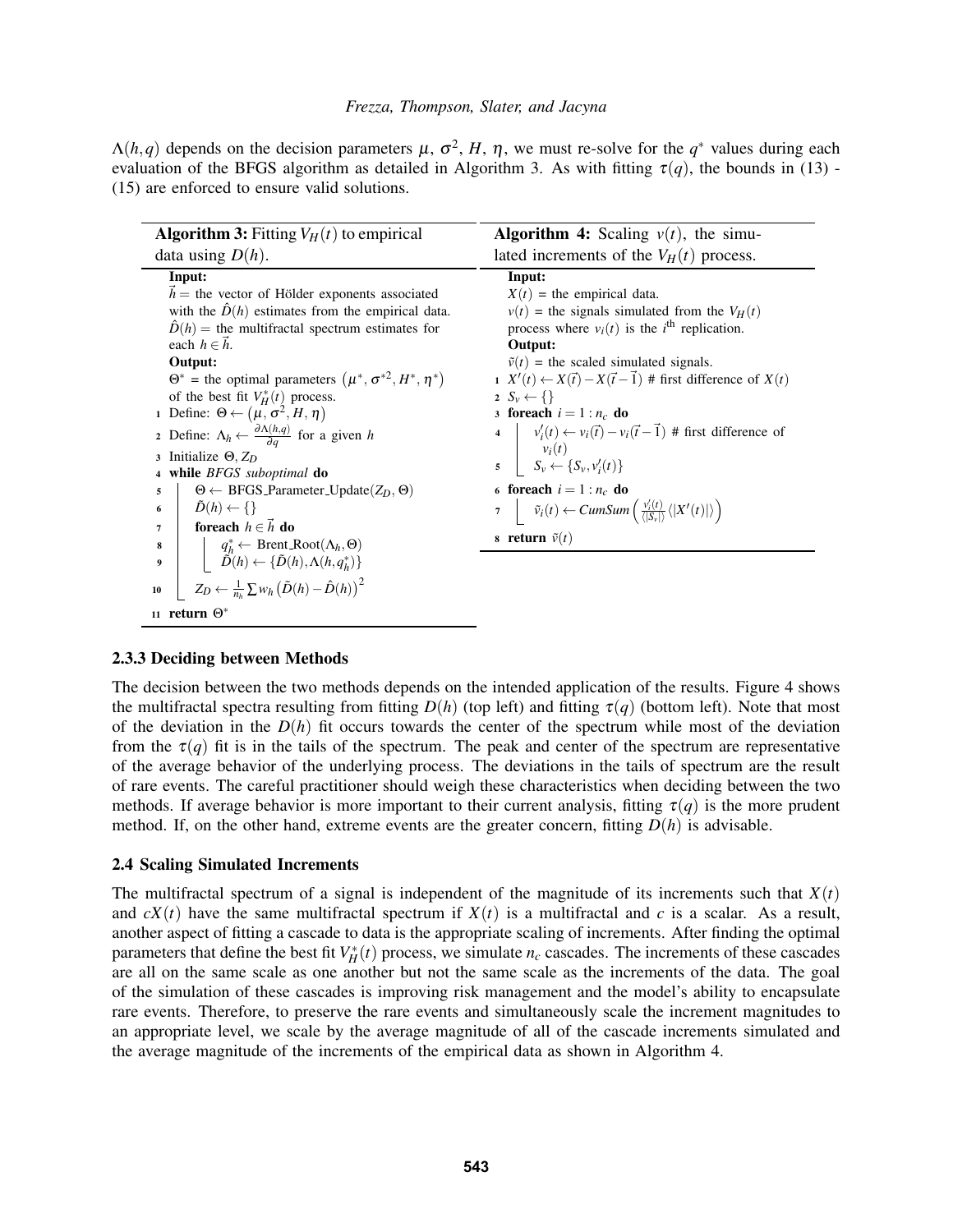$\Lambda(h,q)$ depends on the decision parameters $\mu$, $\sigma^2$, $H$, $\eta$, we must re-solve for the $q^*$ values during each evaluation of the BFGS algorithm as detailed in Algorithm 3. As with fitting $\tau(q)$, the bounds in (13) - (15) are enforced to ensure valid solutions.

**Algorithm 3:** Fitting $V_H(t)$ to empirical data using $D(h)$.

```
Input:
    h⃗ = the vector of Hölder exponents associated with the D̂(h) estimates from the empirical data.
    D̂(h) = the multifractal spectrum estimates for each h ∈ h⃗.
Output:
    Θ* = the optimal parameters (μ*, σ*², H*, η*) of the best fit V*_H(t) process.
1  Define: Θ ← (μ, σ², H, η)
2  Define: Λ_h ← ∂Λ(h,q)/∂q for a given h
3  Initialize Θ, Z_D
4  while BFGS suboptimal do
5      Θ ← BFGS_Parameter_Update(Z_D, Θ)
6      D̃(h) ← {}
7      foreach h ∈ h⃗ do
8          q*_h ← Brent_Root(Λ_h, Θ)
9          D̃(h) ← {D̃(h), Λ(h, q*_h)}
10     Z_D ← (1/n_h) Σ w_h (D̃(h) − D̂(h))²
11 return Θ*
```

**Algorithm 4:** Scaling $v(t)$, the simulated increments of the $V_H(t)$ process.

```
Input:
    X(t) = the empirical data.
    v(t) = the signals simulated from the V_H(t) process where v_i(t) is the i-th replication.
Output:
    ṽ(t) = the scaled simulated signals.
1  X'(t) ← X(t⃗) − X(t⃗ − 1⃗)  # first difference of X(t)
2  S_v ← {}
3  foreach i = 1 : n_c do
4      v'_i(t) ← v_i(t⃗) − v_i(t⃗ − 1⃗)  # first difference of v_i(t)
5      S_v ← {S_v, v'_i(t)}
6  foreach i = 1 : n_c do
7      ṽ_i(t) ← CumSum( (v'_i(t) / ⟨|S_v|⟩) ⟨|X'(t)|⟩ )
8  return ṽ(t)
```

### 2.3.3 Deciding between Methods

The decision between the two methods depends on the intended application of the results. Figure 4 shows the multifractal spectra resulting from fitting $D(h)$ (top left) and fitting $\tau(q)$ (bottom left). Note that most of the deviation in the $D(h)$ fit occurs towards the center of the spectrum while most of the deviation from the $\tau(q)$ fit is in the tails of the spectrum. The peak and center of the spectrum are representative of the average behavior of the underlying process. The deviations in the tails of spectrum are the result of rare events. The careful practitioner should weigh these characteristics when deciding between the two methods. If average behavior is more important to their current analysis, fitting $\tau(q)$ is the more prudent method. If, on the other hand, extreme events are the greater concern, fitting $D(h)$ is advisable.

## 2.4 Scaling Simulated Increments

The multifractal spectrum of a signal is independent of the magnitude of its increments such that $X(t)$ and $cX(t)$ have the same multifractal spectrum if $X(t)$ is a multifractal and $c$ is a scalar. As a result, another aspect of fitting a cascade to data is the appropriate scaling of increments. After finding the optimal parameters that define the best fit $V_H^*(t)$ process, we simulate $n_c$ cascades. The increments of these cascades are all on the same scale as one another but not the same scale as the increments of the data. The goal of the simulation of these cascades is improving risk management and the model's ability to encapsulate rare events. Therefore, to preserve the rare events and simultaneously scale the increment magnitudes to an appropriate level, we scale by the average magnitude of all of the cascade increments simulated and the average magnitude of the increments of the empirical data as shown in Algorithm 4.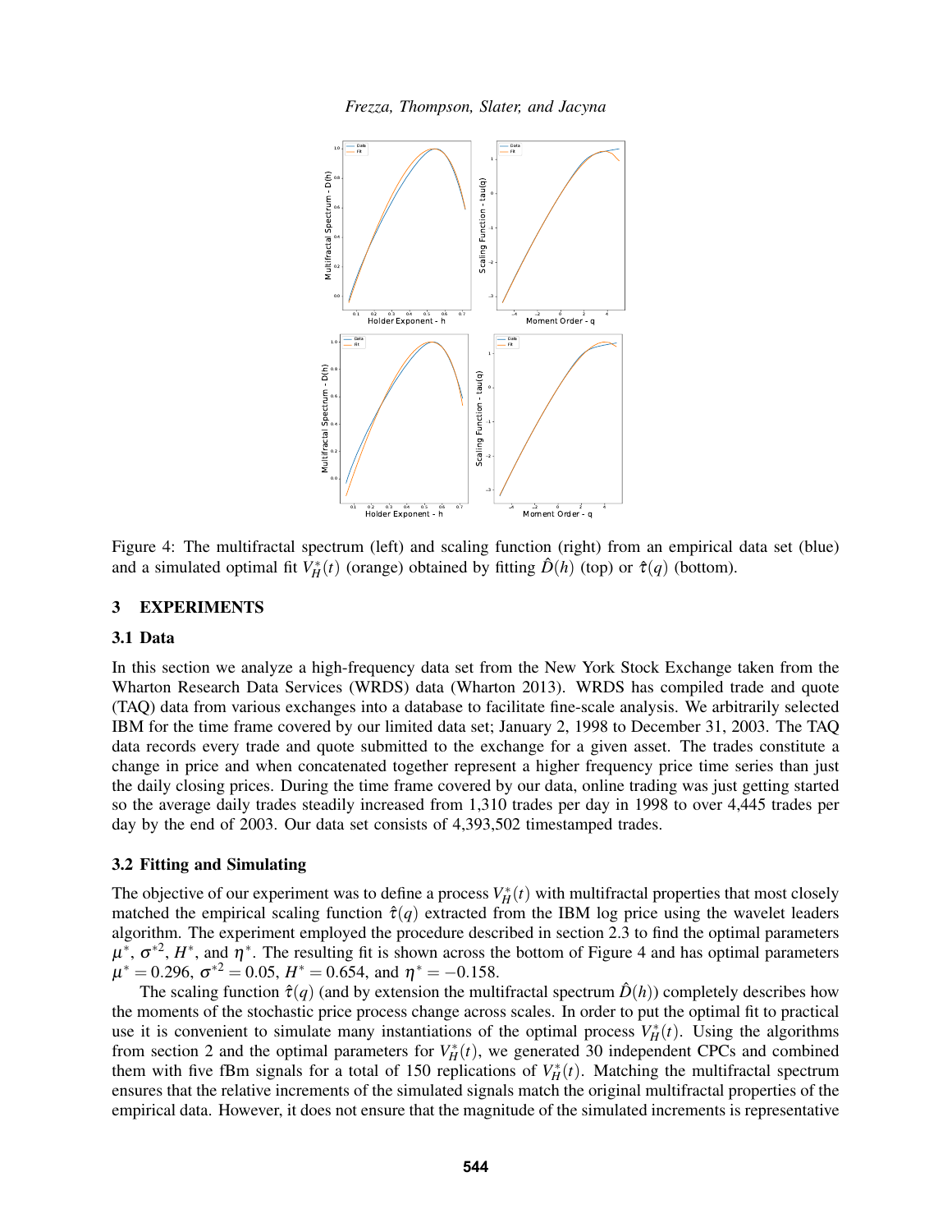Figure 4: The multifractal spectrum (left) and scaling function (right) from an empirical data set (blue) and a simulated optimal fit $V_H^*(t)$ (orange) obtained by fitting $\hat{D}(h)$ (top) or $\hat{\tau}(q)$ (bottom).

## 3 EXPERIMENTS

### 3.1 Data

In this section we analyze a high-frequency data set from the New York Stock Exchange taken from the Wharton Research Data Services (WRDS) data (Wharton 2013). WRDS has compiled trade and quote (TAQ) data from various exchanges into a database to facilitate fine-scale analysis. We arbitrarily selected IBM for the time frame covered by our limited data set; January 2, 1998 to December 31, 2003. The TAQ data records every trade and quote submitted to the exchange for a given asset. The trades constitute a change in price and when concatenated together represent a higher frequency price time series than just the daily closing prices. During the time frame covered by our data, online trading was just getting started so the average daily trades steadily increased from 1,310 trades per day in 1998 to over 4,445 trades per day by the end of 2003. Our data set consists of 4,393,502 timestamped trades.

### 3.2 Fitting and Simulating

The objective of our experiment was to define a process $V_H^*(t)$ with multifractal properties that most closely matched the empirical scaling function $\hat{\tau}(q)$ extracted from the IBM log price using the wavelet leaders algorithm. The experiment employed the procedure described in section 2.3 to find the optimal parameters $\mu^*$, $\sigma^{*2}$, $H^*$, and $\eta^*$. The resulting fit is shown across the bottom of Figure 4 and has optimal parameters $\mu^* = 0.296$, $\sigma^{*2} = 0.05$, $H^* = 0.654$, and $\eta^* = -0.158$.

The scaling function $\hat{\tau}(q)$ (and by extension the multifractal spectrum $\hat{D}(h)$) completely describes how the moments of the stochastic price process change across scales. In order to put the optimal fit to practical use it is convenient to simulate many instantiations of the optimal process $V_H^*(t)$. Using the algorithms from section 2 and the optimal parameters for $V_H^*(t)$, we generated 30 independent CPCs and combined them with five fBm signals for a total of 150 replications of $V_H^*(t)$. Matching the multifractal spectrum ensures that the relative increments of the simulated signals match the original multifractal properties of the empirical data. However, it does not ensure that the magnitude of the simulated increments is representative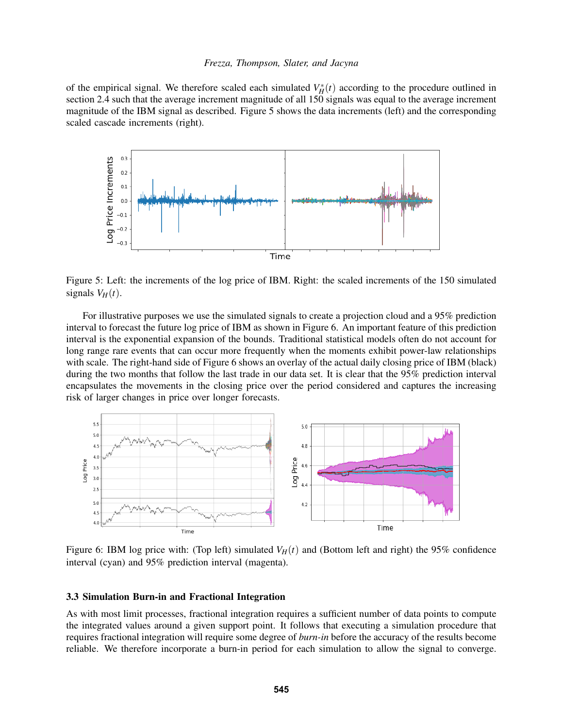of the empirical signal. We therefore scaled each simulated $V_H^*(t)$ according to the procedure outlined in section 2.4 such that the average increment magnitude of all 150 signals was equal to the average increment magnitude of the IBM signal as described. Figure 5 shows the data increments (left) and the corresponding scaled cascade increments (right).

Figure 5: Left: the increments of the log price of IBM. Right: the scaled increments of the 150 simulated signals $V_H(t)$.

For illustrative purposes we use the simulated signals to create a projection cloud and a 95% prediction interval to forecast the future log price of IBM as shown in Figure 6. An important feature of this prediction interval is the exponential expansion of the bounds. Traditional statistical models often do not account for long range rare events that can occur more frequently when the moments exhibit power-law relationships with scale. The right-hand side of Figure 6 shows an overlay of the actual daily closing price of IBM (black) during the two months that follow the last trade in our data set. It is clear that the 95% prediction interval encapsulates the movements in the closing price over the period considered and captures the increasing risk of larger changes in price over longer forecasts.

Figure 6: IBM log price with: (Top left) simulated $V_H(t)$ and (Bottom left and right) the 95% confidence interval (cyan) and 95% prediction interval (magenta).

### 3.3 Simulation Burn-in and Fractional Integration

As with most limit processes, fractional integration requires a sufficient number of data points to compute the integrated values around a given support point. It follows that executing a simulation procedure that requires fractional integration will require some degree of *burn-in* before the accuracy of the results become reliable. We therefore incorporate a burn-in period for each simulation to allow the signal to converge.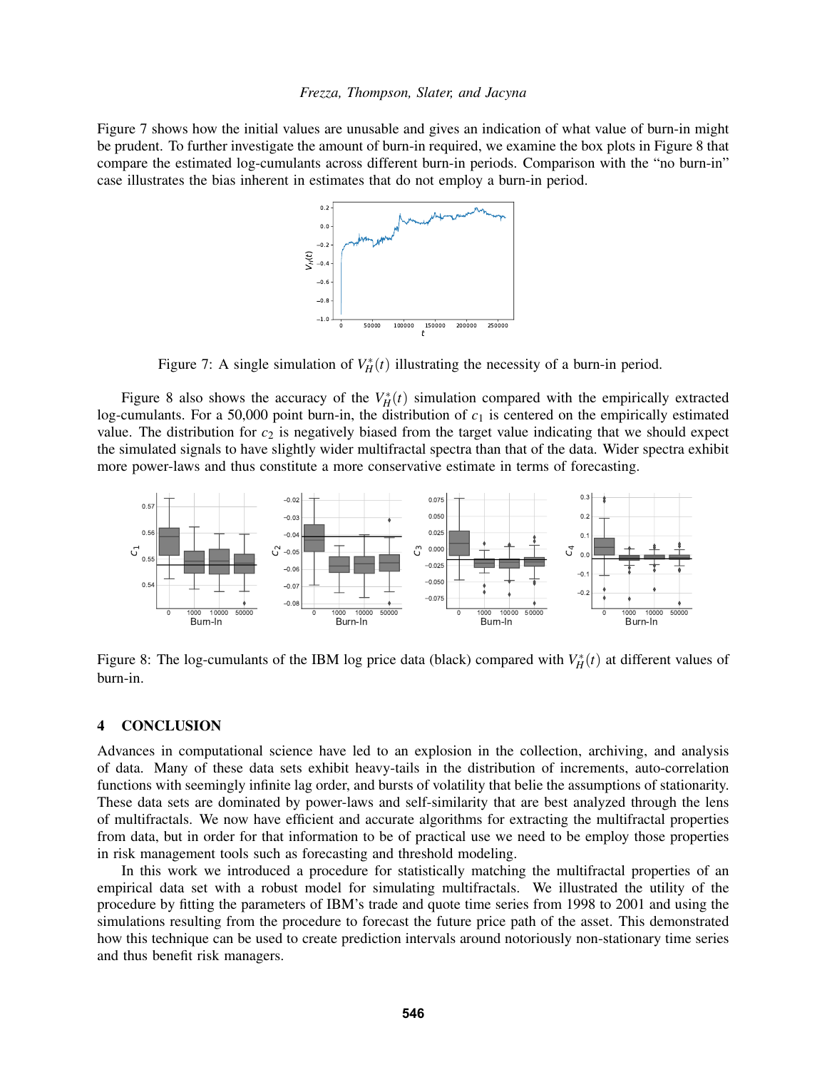Figure 7 shows how the initial values are unusable and gives an indication of what value of burn-in might be prudent. To further investigate the amount of burn-in required, we examine the box plots in Figure 8 that compare the estimated log-cumulants across different burn-in periods. Comparison with the "no burn-in" case illustrates the bias inherent in estimates that do not employ a burn-in period.

Figure 7: A single simulation of $V_H^*(t)$ illustrating the necessity of a burn-in period.

Figure 8 also shows the accuracy of the $V_H^*(t)$ simulation compared with the empirically extracted log-cumulants. For a 50,000 point burn-in, the distribution of $c_1$ is centered on the empirically estimated value. The distribution for $c_2$ is negatively biased from the target value indicating that we should expect the simulated signals to have slightly wider multifractal spectra than that of the data. Wider spectra exhibit more power-laws and thus constitute a more conservative estimate in terms of forecasting.

Figure 8: The log-cumulants of the IBM log price data (black) compared with $V_H^*(t)$ at different values of burn-in.

## 4 CONCLUSION

Advances in computational science have led to an explosion in the collection, archiving, and analysis of data. Many of these data sets exhibit heavy-tails in the distribution of increments, auto-correlation functions with seemingly infinite lag order, and bursts of volatility that belie the assumptions of stationarity. These data sets are dominated by power-laws and self-similarity that are best analyzed through the lens of multifractals. We now have efficient and accurate algorithms for extracting the multifractal properties from data, but in order for that information to be of practical use we need to be employ those properties in risk management tools such as forecasting and threshold modeling.

In this work we introduced a procedure for statistically matching the multifractal properties of an empirical data set with a robust model for simulating multifractals. We illustrated the utility of the procedure by fitting the parameters of IBM's trade and quote time series from 1998 to 2001 and using the simulations resulting from the procedure to forecast the future price path of the asset. This demonstrated how this technique can be used to create prediction intervals around notoriously non-stationary time series and thus benefit risk managers.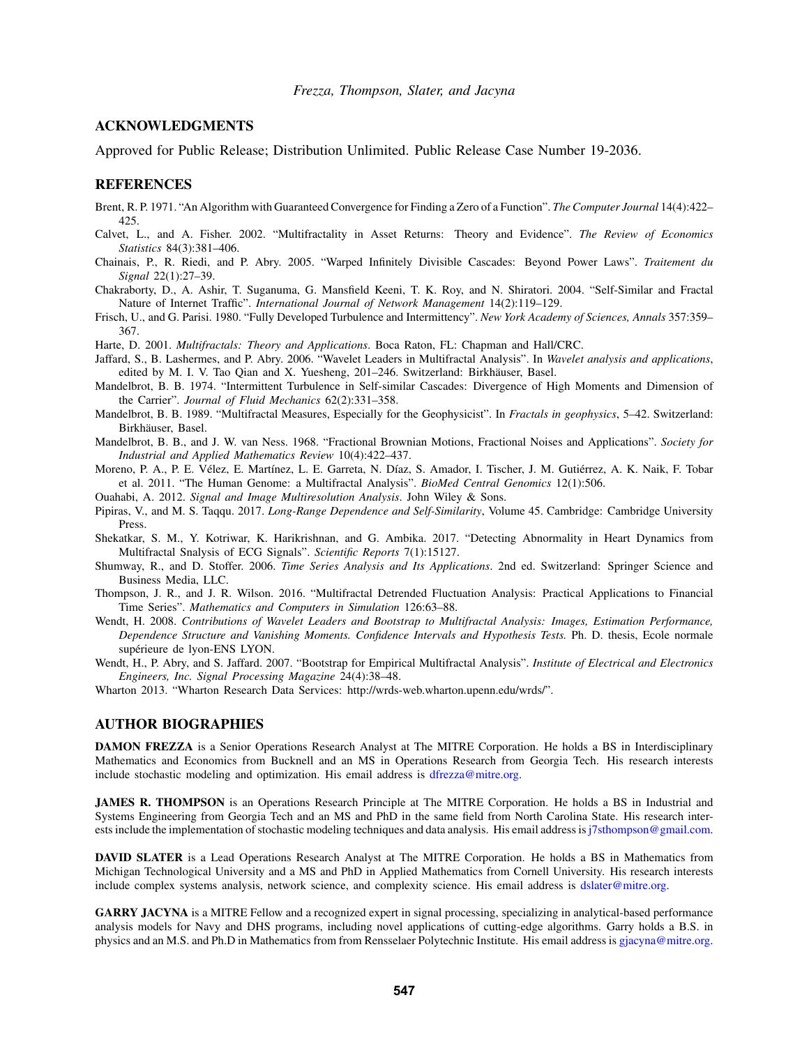## ACKNOWLEDGMENTS

Approved for Public Release; Distribution Unlimited. Public Release Case Number 19-2036.

## REFERENCES

Brent, R. P. 1971. "An Algorithm with Guaranteed Convergence for Finding a Zero of a Function". *The Computer Journal* 14(4):422–425.

Calvet, L., and A. Fisher. 2002. "Multifractality in Asset Returns: Theory and Evidence". *The Review of Economics Statistics* 84(3):381–406.

Chainais, P., R. Riedi, and P. Abry. 2005. "Warped Infinitely Divisible Cascades: Beyond Power Laws". *Traitement du Signal* 22(1):27–39.

Chakraborty, D., A. Ashir, T. Suganuma, G. Mansfield Keeni, T. K. Roy, and N. Shiratori. 2004. "Self-Similar and Fractal Nature of Internet Traffic". *International Journal of Network Management* 14(2):119–129.

Frisch, U., and G. Parisi. 1980. "Fully Developed Turbulence and Intermittency". *New York Academy of Sciences, Annals* 357:359–367.

Harte, D. 2001. *Multifractals: Theory and Applications*. Boca Raton, FL: Chapman and Hall/CRC.

Jaffard, S., B. Lashermes, and P. Abry. 2006. "Wavelet Leaders in Multifractal Analysis". In *Wavelet analysis and applications*, edited by M. I. V. Tao Qian and X. Yuesheng, 201–246. Switzerland: Birkhäuser, Basel.

Mandelbrot, B. B. 1974. "Intermittent Turbulence in Self-similar Cascades: Divergence of High Moments and Dimension of the Carrier". *Journal of Fluid Mechanics* 62(2):331–358.

Mandelbrot, B. B. 1989. "Multifractal Measures, Especially for the Geophysicist". In *Fractals in geophysics*, 5–42. Switzerland: Birkhäuser, Basel.

Mandelbrot, B. B., and J. W. van Ness. 1968. "Fractional Brownian Motions, Fractional Noises and Applications". *Society for Industrial and Applied Mathematics Review* 10(4):422–437.

Moreno, P. A., P. E. Vélez, E. Martínez, L. E. Garreta, N. Díaz, S. Amador, I. Tischer, J. M. Gutiérrez, A. K. Naik, F. Tobar et al. 2011. "The Human Genome: a Multifractal Analysis". *BioMed Central Genomics* 12(1):506.

Ouahabi, A. 2012. *Signal and Image Multiresolution Analysis*. John Wiley & Sons.

Pipiras, V., and M. S. Taqqu. 2017. *Long-Range Dependence and Self-Similarity*, Volume 45. Cambridge: Cambridge University Press.

Shekatkar, S. M., Y. Kotriwar, K. Harikrishnan, and G. Ambika. 2017. "Detecting Abnormality in Heart Dynamics from Multifractal Snalysis of ECG Signals". *Scientific Reports* 7(1):15127.

Shumway, R., and D. Stoffer. 2006. *Time Series Analysis and Its Applications*. 2nd ed. Switzerland: Springer Science and Business Media, LLC.

Thompson, J. R., and J. R. Wilson. 2016. "Multifractal Detrended Fluctuation Analysis: Practical Applications to Financial Time Series". *Mathematics and Computers in Simulation* 126:63–88.

Wendt, H. 2008. *Contributions of Wavelet Leaders and Bootstrap to Multifractal Analysis: Images, Estimation Performance, Dependence Structure and Vanishing Moments. Confidence Intervals and Hypothesis Tests.* Ph. D. thesis, Ecole normale supérieure de lyon-ENS LYON.

Wendt, H., P. Abry, and S. Jaffard. 2007. "Bootstrap for Empirical Multifractal Analysis". *Institute of Electrical and Electronics Engineers, Inc. Signal Processing Magazine* 24(4):38–48.

Wharton 2013. "Wharton Research Data Services: http://wrds-web.wharton.upenn.edu/wrds/".

## AUTHOR BIOGRAPHIES

**DAMON FREZZA** is a Senior Operations Research Analyst at The MITRE Corporation. He holds a BS in Interdisciplinary Mathematics and Economics from Bucknell and an MS in Operations Research from Georgia Tech. His research interests include stochastic modeling and optimization. His email address is dfrezza@mitre.org.

**JAMES R. THOMPSON** is an Operations Research Principle at The MITRE Corporation. He holds a BS in Industrial and Systems Engineering from Georgia Tech and an MS and PhD in the same field from North Carolina State. His research interests include the implementation of stochastic modeling techniques and data analysis. His email address is j7sthompson@gmail.com.

**DAVID SLATER** is a Lead Operations Research Analyst at The MITRE Corporation. He holds a BS in Mathematics from Michigan Technological University and a MS and PhD in Applied Mathematics from Cornell University. His research interests include complex systems analysis, network science, and complexity science. His email address is dslater@mitre.org.

**GARRY JACYNA** is a MITRE Fellow and a recognized expert in signal processing, specializing in analytical-based performance analysis models for Navy and DHS programs, including novel applications of cutting-edge algorithms. Garry holds a B.S. in physics and an M.S. and Ph.D in Mathematics from from Rensselaer Polytechnic Institute. His email address is gjacyna@mitre.org.